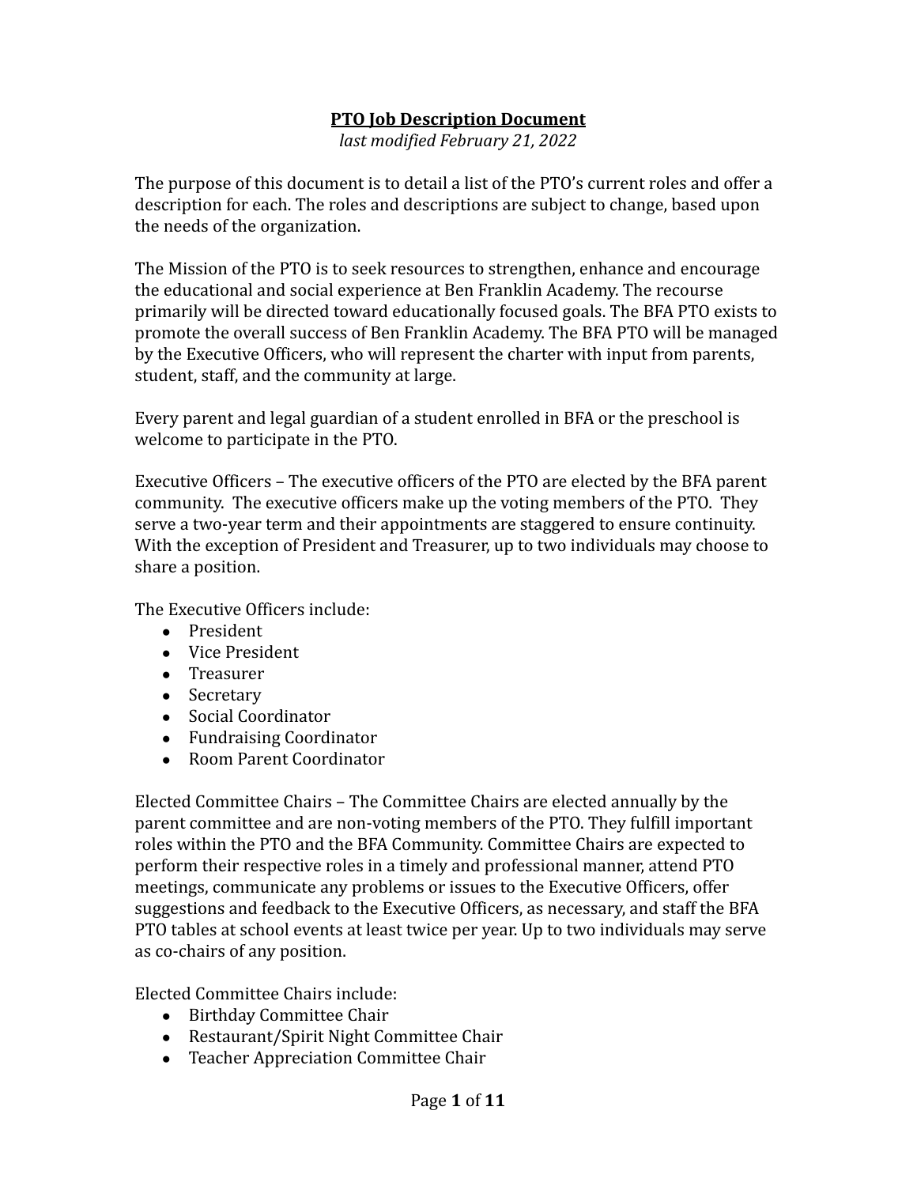# **PTO Job Description Document**

*last modified February 21, 2022*

The purpose of this document is to detail a list of the PTO's current roles and offer a description for each. The roles and descriptions are subject to change, based upon the needs of the organization.

The Mission of the PTO is to seek resources to strengthen, enhance and encourage the educational and social experience at Ben Franklin Academy. The recourse primarily will be directed toward educationally focused goals. The BFA PTO exists to promote the overall success of Ben Franklin Academy. The BFA PTO will be managed by the Executive Officers, who will represent the charter with input from parents, student, staff, and the community at large.

Every parent and legal guardian of a student enrolled in BFA or the preschool is welcome to participate in the PTO.

Executive Officers – The executive officers of the PTO are elected by the BFA parent community. The executive officers make up the voting members of the PTO. They serve a two-year term and their appointments are staggered to ensure continuity. With the exception of President and Treasurer, up to two individuals may choose to share a position.

The Executive Officers include:

- President
- Vice President
- Treasurer
- Secretary
- Social Coordinator
- Fundraising Coordinator
- Room Parent Coordinator

Elected Committee Chairs – The Committee Chairs are elected annually by the parent committee and are non-voting members of the PTO. They fulfill important roles within the PTO and the BFA Community. Committee Chairs are expected to perform their respective roles in a timely and professional manner, attend PTO meetings, communicate any problems or issues to the Executive Officers, offer suggestions and feedback to the Executive Officers, as necessary, and staff the BFA PTO tables at school events at least twice per year. Up to two individuals may serve as co-chairs of any position.

Elected Committee Chairs include:

- Birthday Committee Chair
- Restaurant/Spirit Night Committee Chair
- Teacher Appreciation Committee Chair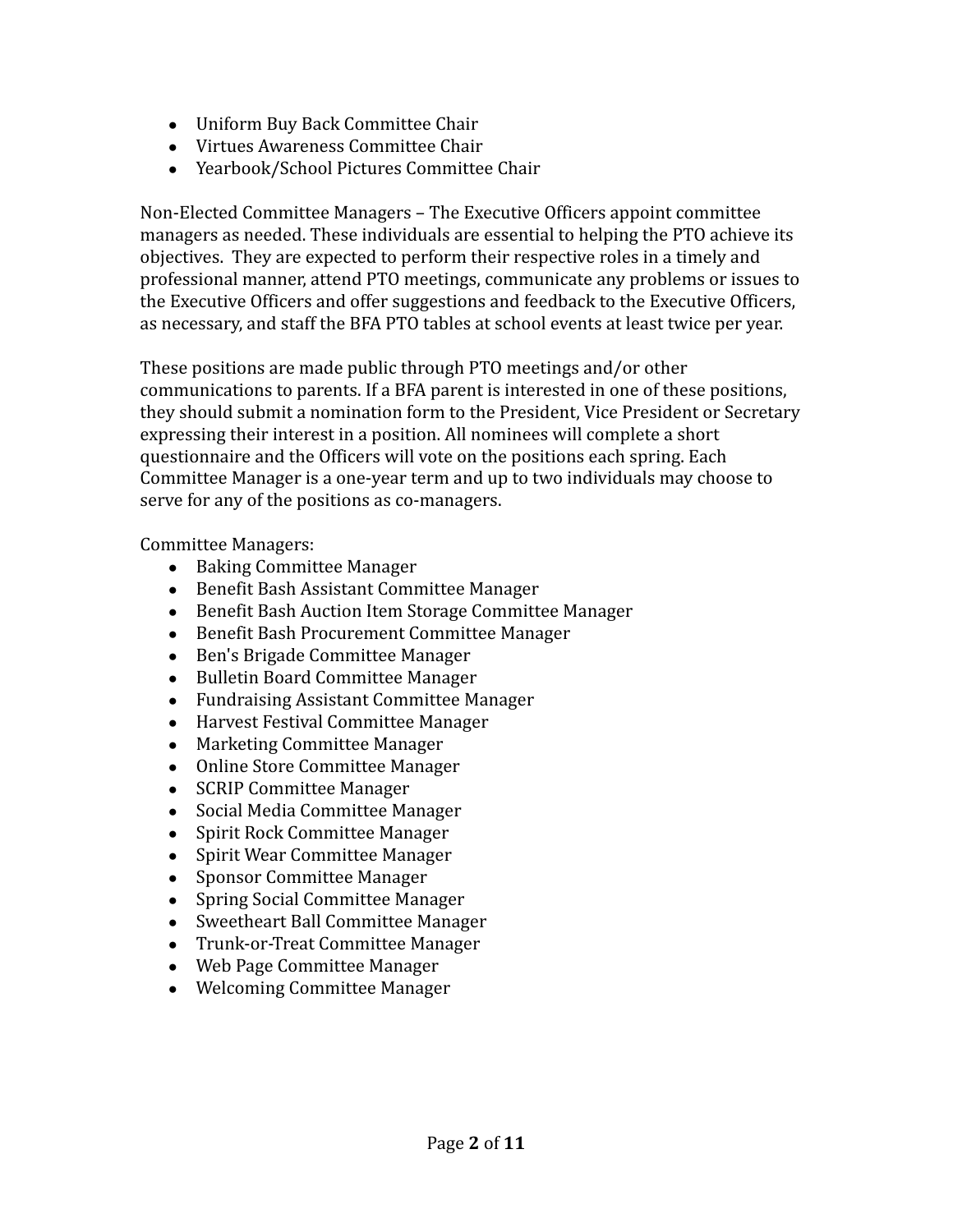- Uniform Buy Back Committee Chair
- Virtues Awareness Committee Chair
- Yearbook/School Pictures Committee Chair

Non-Elected Committee Managers – The Executive Officers appoint committee managers as needed. These individuals are essential to helping the PTO achieve its objectives. They are expected to perform their respective roles in a timely and professional manner, attend PTO meetings, communicate any problems or issues to the Executive Officers and offer suggestions and feedback to the Executive Officers, as necessary, and staff the BFA PTO tables at school events at least twice per year.

These positions are made public through PTO meetings and/or other communications to parents. If a BFA parent is interested in one of these positions, they should submit a nomination form to the President, Vice President or Secretary expressing their interest in a position. All nominees will complete a short questionnaire and the Officers will vote on the positions each spring. Each Committee Manager is a one-year term and up to two individuals may choose to serve for any of the positions as co-managers.

Committee Managers:

- Baking Committee Manager
- Benefit Bash Assistant Committee Manager
- Benefit Bash Auction Item Storage Committee Manager
- Benefit Bash Procurement Committee Manager
- Ben's Brigade Committee Manager
- Bulletin Board Committee Manager
- Fundraising Assistant Committee Manager
- Harvest Festival Committee Manager
- Marketing Committee Manager
- Online Store Committee Manager
- SCRIP Committee Manager
- Social Media Committee Manager
- Spirit Rock Committee Manager
- Spirit Wear Committee Manager
- Sponsor Committee Manager
- Spring Social Committee Manager
- Sweetheart Ball Committee Manager
- Trunk-or-Treat Committee Manager
- Web Page Committee Manager
- Welcoming Committee Manager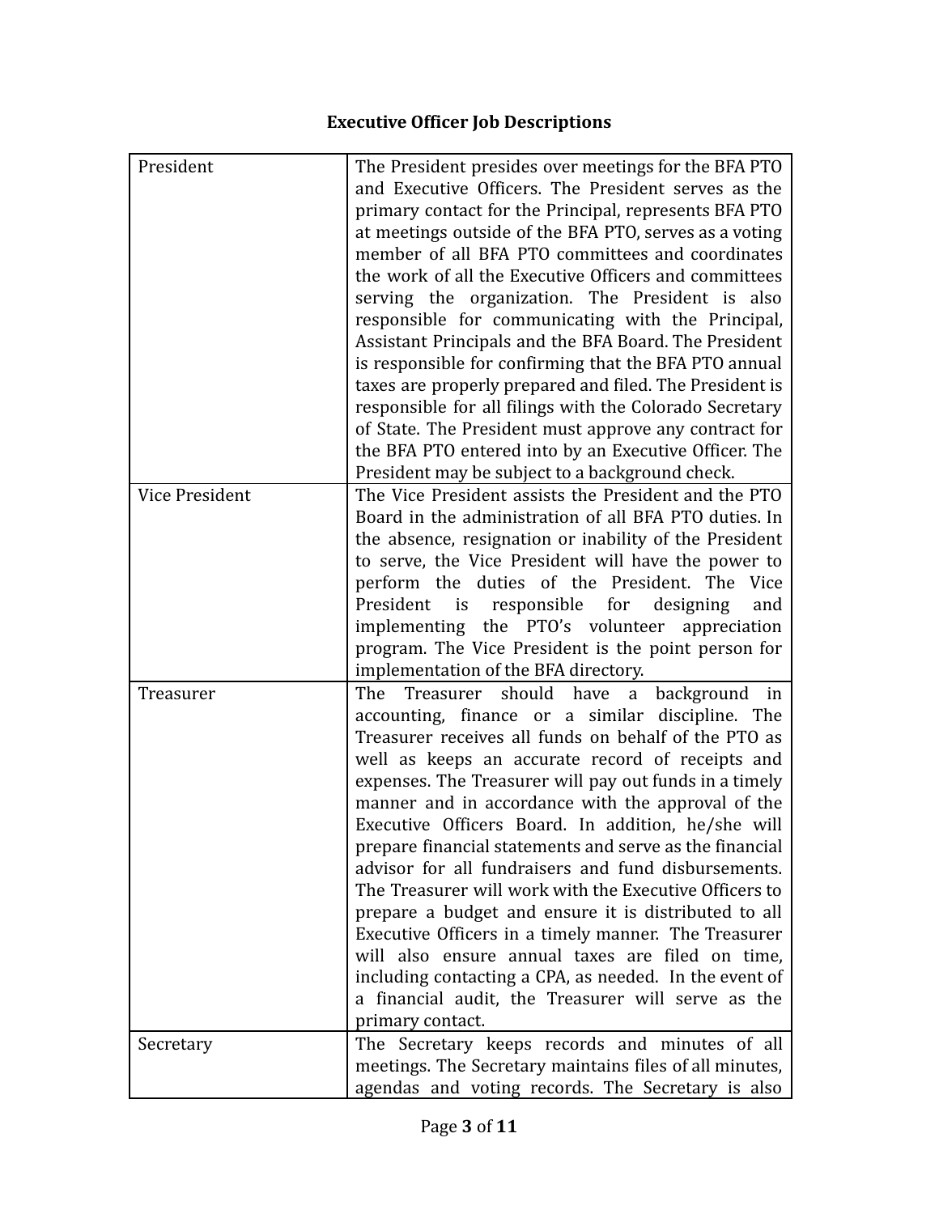**Executive Officer Job Descriptions**

| | |
|---|---|
| President | The President presides over meetings for the BFA PTO and Executive Officers. The President serves as the primary contact for the Principal, represents BFA PTO at meetings outside of the BFA PTO, serves as a voting member of all BFA PTO committees and coordinates the work of all the Executive Officers and committees serving the organization. The President is also responsible for communicating with the Principal, Assistant Principals and the BFA Board. The President is responsible for confirming that the BFA PTO annual taxes are properly prepared and filed. The President is responsible for all filings with the Colorado Secretary of State. The President must approve any contract for the BFA PTO entered into by an Executive Officer. The President may be subject to a background check. |
| Vice President | The Vice President assists the President and the PTO Board in the administration of all BFA PTO duties. In the absence, resignation or inability of the President to serve, the Vice President will have the power to perform the duties of the President. The Vice President is responsible for designing and implementing the PTO's volunteer appreciation program. The Vice President is the point person for implementation of the BFA directory. |
| Treasurer | The Treasurer should have a background in accounting, finance or a similar discipline. The Treasurer receives all funds on behalf of the PTO as well as keeps an accurate record of receipts and expenses. The Treasurer will pay out funds in a timely manner and in accordance with the approval of the Executive Officers Board. In addition, he/she will prepare financial statements and serve as the financial advisor for all fundraisers and fund disbursements. The Treasurer will work with the Executive Officers to prepare a budget and ensure it is distributed to all Executive Officers in a timely manner. The Treasurer will also ensure annual taxes are filed on time, including contacting a CPA, as needed. In the event of a financial audit, the Treasurer will serve as the primary contact. |
| Secretary | The Secretary keeps records and minutes of all meetings. The Secretary maintains files of all minutes, agendas and voting records. The Secretary is also |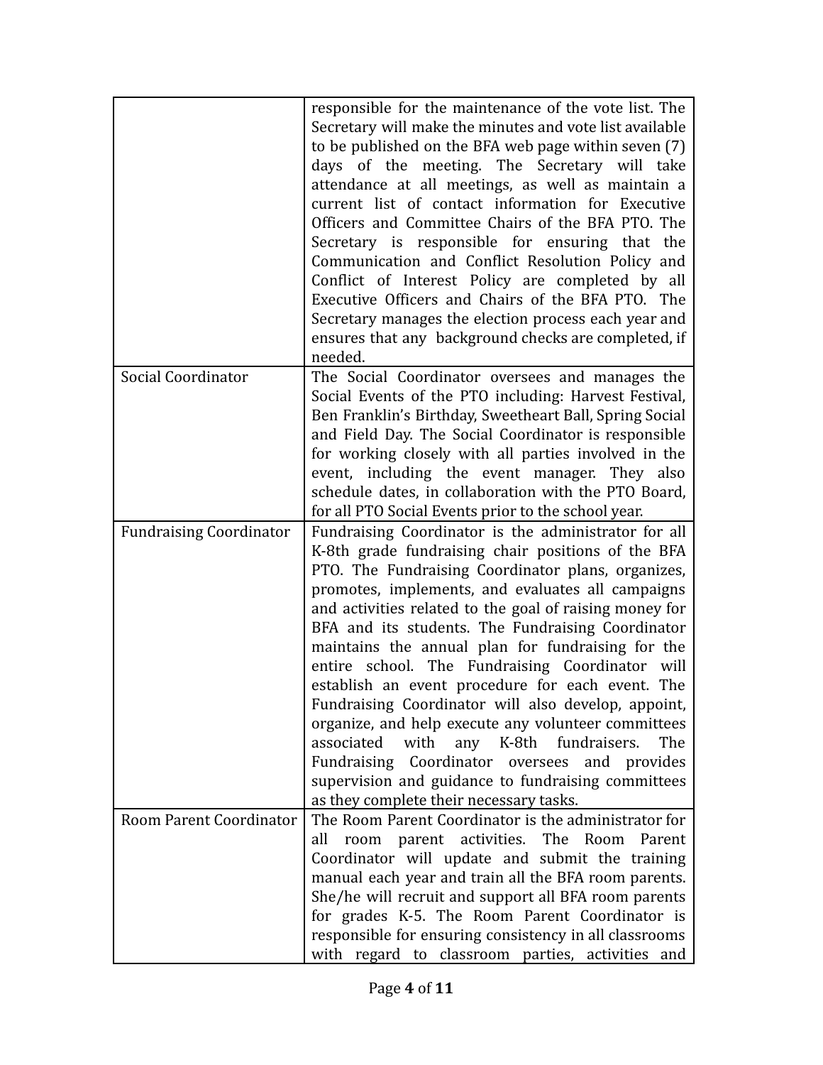| | |
|---|---|
| | responsible for the maintenance of the vote list. The Secretary will make the minutes and vote list available to be published on the BFA web page within seven (7) days of the meeting. The Secretary will take attendance at all meetings, as well as maintain a current list of contact information for Executive Officers and Committee Chairs of the BFA PTO. The Secretary is responsible for ensuring that the Communication and Conflict Resolution Policy and Conflict of Interest Policy are completed by all Executive Officers and Chairs of the BFA PTO. The Secretary manages the election process each year and ensures that any background checks are completed, if needed. |
| Social Coordinator | The Social Coordinator oversees and manages the Social Events of the PTO including: Harvest Festival, Ben Franklin's Birthday, Sweetheart Ball, Spring Social and Field Day. The Social Coordinator is responsible for working closely with all parties involved in the event, including the event manager. They also schedule dates, in collaboration with the PTO Board, for all PTO Social Events prior to the school year. |
| Fundraising Coordinator | Fundraising Coordinator is the administrator for all K-8th grade fundraising chair positions of the BFA PTO. The Fundraising Coordinator plans, organizes, promotes, implements, and evaluates all campaigns and activities related to the goal of raising money for BFA and its students. The Fundraising Coordinator maintains the annual plan for fundraising for the entire school. The Fundraising Coordinator will establish an event procedure for each event. The Fundraising Coordinator will also develop, appoint, organize, and help execute any volunteer committees associated with any K-8th fundraisers. The Fundraising Coordinator oversees and provides supervision and guidance to fundraising committees as they complete their necessary tasks. |
| Room Parent Coordinator | The Room Parent Coordinator is the administrator for all room parent activities. The Room Parent Coordinator will update and submit the training manual each year and train all the BFA room parents. She/he will recruit and support all BFA room parents for grades K-5. The Room Parent Coordinator is responsible for ensuring consistency in all classrooms with regard to classroom parties, activities and |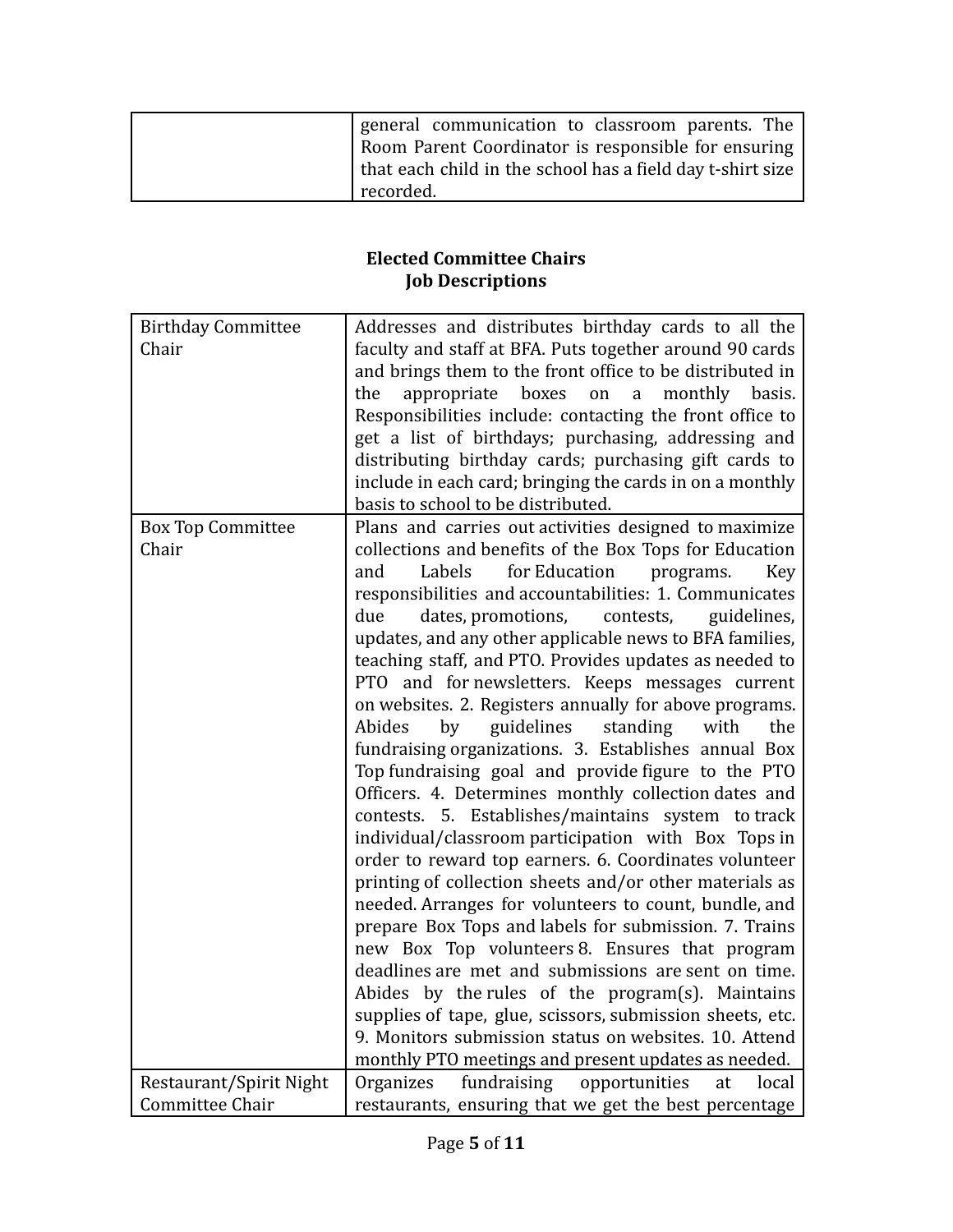| | |
|---|---|
| | general communication to classroom parents. The Room Parent Coordinator is responsible for ensuring that each child in the school has a field day t-shirt size recorded. |

**Elected Committee Chairs**
**Job Descriptions**

| | |
|---|---|
| Birthday Committee Chair | Addresses and distributes birthday cards to all the faculty and staff at BFA. Puts together around 90 cards and brings them to the front office to be distributed in the appropriate boxes on a monthly basis. Responsibilities include: contacting the front office to get a list of birthdays; purchasing, addressing and distributing birthday cards; purchasing gift cards to include in each card; bringing the cards in on a monthly basis to school to be distributed. |
| Box Top Committee Chair | Plans and carries out activities designed to maximize collections and benefits of the Box Tops for Education and Labels for Education programs. Key responsibilities and accountabilities: 1. Communicates due dates, promotions, contests, guidelines, updates, and any other applicable news to BFA families, teaching staff, and PTO. Provides updates as needed to PTO and for newsletters. Keeps messages current on websites. 2. Registers annually for above programs. Abides by guidelines standing with the fundraising organizations. 3. Establishes annual Box Top fundraising goal and provide figure to the PTO Officers. 4. Determines monthly collection dates and contests. 5. Establishes/maintains system to track individual/classroom participation with Box Tops in order to reward top earners. 6. Coordinates volunteer printing of collection sheets and/or other materials as needed. Arranges for volunteers to count, bundle, and prepare Box Tops and labels for submission. 7. Trains new Box Top volunteers 8. Ensures that program deadlines are met and submissions are sent on time. Abides by the rules of the program(s). Maintains supplies of tape, glue, scissors, submission sheets, etc. 9. Monitors submission status on websites. 10. Attend monthly PTO meetings and present updates as needed. |
| Restaurant/Spirit Night Committee Chair | Organizes fundraising opportunities at local restaurants, ensuring that we get the best percentage |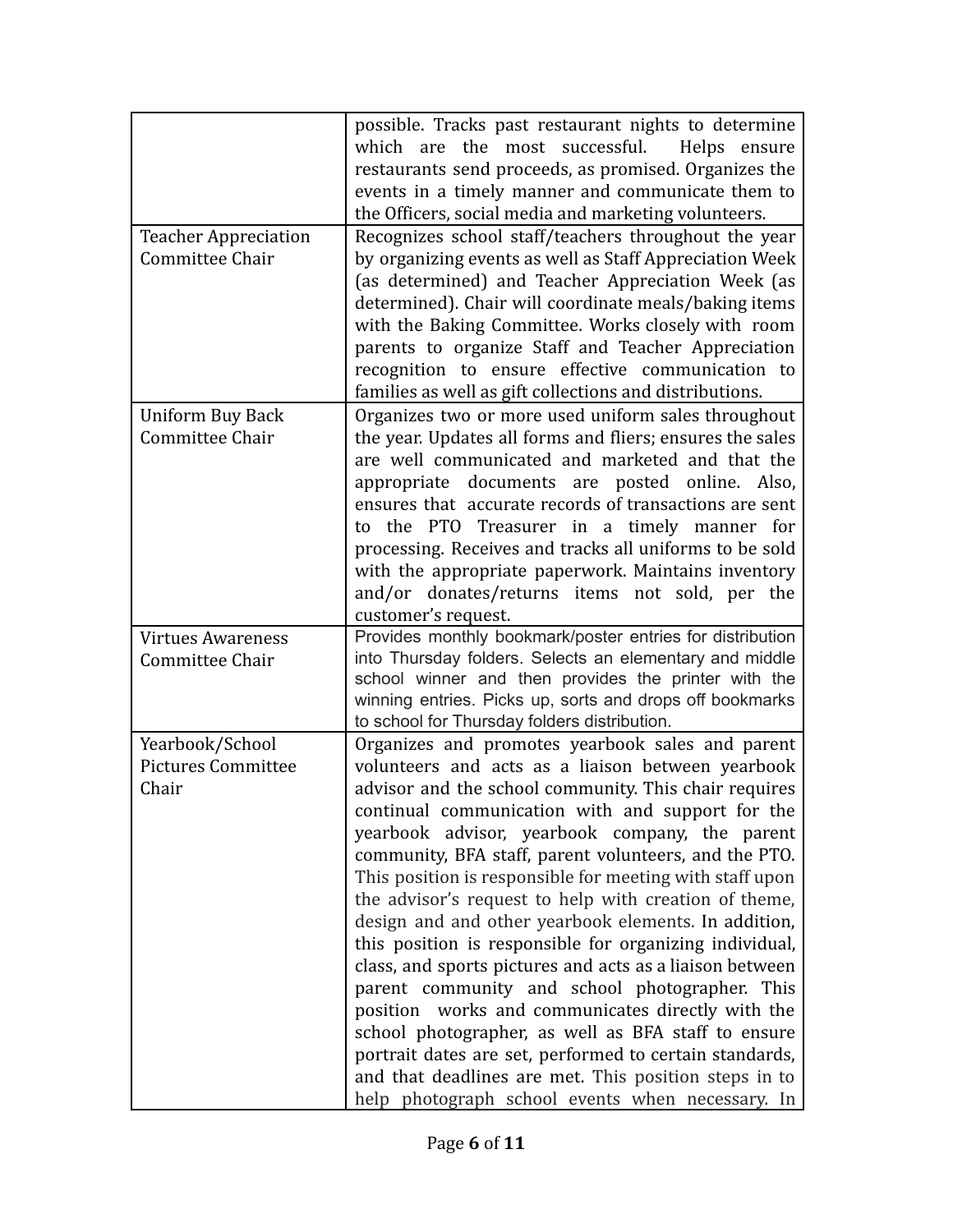| | |
|---|---|
| | possible. Tracks past restaurant nights to determine which are the most successful. Helps ensure restaurants send proceeds, as promised. Organizes the events in a timely manner and communicate them to the Officers, social media and marketing volunteers. |
| Teacher Appreciation Committee Chair | Recognizes school staff/teachers throughout the year by organizing events as well as Staff Appreciation Week (as determined) and Teacher Appreciation Week (as determined). Chair will coordinate meals/baking items with the Baking Committee. Works closely with room parents to organize Staff and Teacher Appreciation recognition to ensure effective communication to families as well as gift collections and distributions. |
| Uniform Buy Back Committee Chair | Organizes two or more used uniform sales throughout the year. Updates all forms and fliers; ensures the sales are well communicated and marketed and that the appropriate documents are posted online. Also, ensures that accurate records of transactions are sent to the PTO Treasurer in a timely manner for processing. Receives and tracks all uniforms to be sold with the appropriate paperwork. Maintains inventory and/or donates/returns items not sold, per the customer's request. |
| Virtues Awareness Committee Chair | Provides monthly bookmark/poster entries for distribution into Thursday folders. Selects an elementary and middle school winner and then provides the printer with the winning entries. Picks up, sorts and drops off bookmarks to school for Thursday folders distribution. |
| Yearbook/School Pictures Committee Chair | Organizes and promotes yearbook sales and parent volunteers and acts as a liaison between yearbook advisor and the school community. This chair requires continual communication with and support for the yearbook advisor, yearbook company, the parent community, BFA staff, parent volunteers, and the PTO. This position is responsible for meeting with staff upon the advisor's request to help with creation of theme, design and and other yearbook elements. In addition, this position is responsible for organizing individual, class, and sports pictures and acts as a liaison between parent community and school photographer. This position works and communicates directly with the school photographer, as well as BFA staff to ensure portrait dates are set, performed to certain standards, and that deadlines are met. This position steps in to help photograph school events when necessary. In |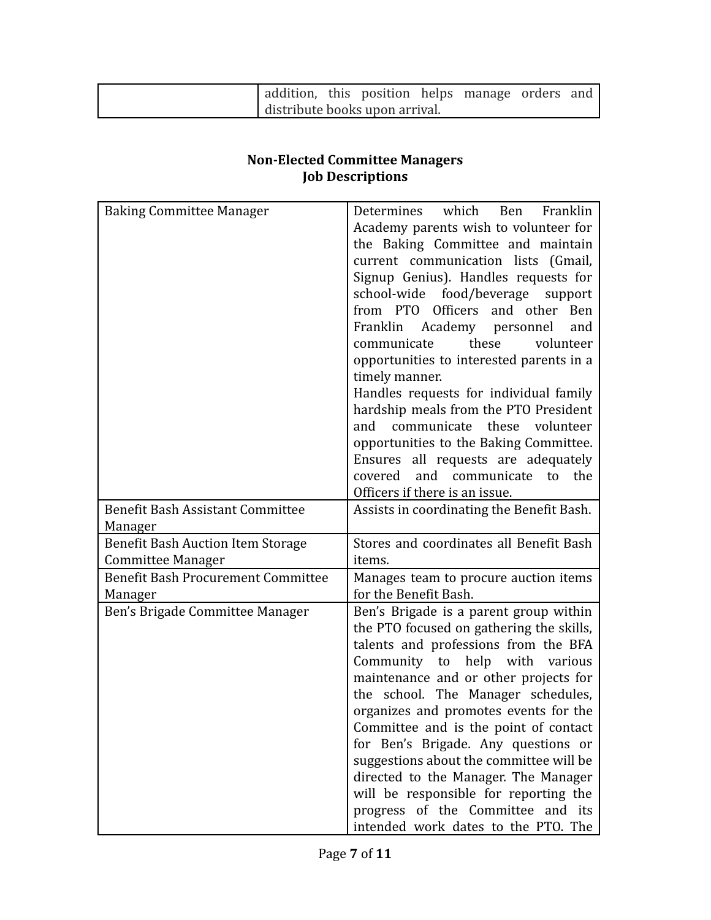| | |
|---|---|
| | addition, this position helps manage orders and distribute books upon arrival. |

**Non-Elected Committee Managers**
**Job Descriptions**

| | |
|---|---|
| Baking Committee Manager | Determines which Ben Franklin Academy parents wish to volunteer for the Baking Committee and maintain current communication lists (Gmail, Signup Genius). Handles requests for school-wide food/beverage support from PTO Officers and other Ben Franklin Academy personnel and communicate these volunteer opportunities to interested parents in a timely manner.<br>Handles requests for individual family hardship meals from the PTO President and communicate these volunteer opportunities to the Baking Committee. Ensures all requests are adequately covered and communicate to the Officers if there is an issue. |
| Benefit Bash Assistant Committee Manager | Assists in coordinating the Benefit Bash. |
| Benefit Bash Auction Item Storage Committee Manager | Stores and coordinates all Benefit Bash items. |
| Benefit Bash Procurement Committee Manager | Manages team to procure auction items for the Benefit Bash. |
| Ben's Brigade Committee Manager | Ben's Brigade is a parent group within the PTO focused on gathering the skills, talents and professions from the BFA Community to help with various maintenance and or other projects for the school. The Manager schedules, organizes and promotes events for the Committee and is the point of contact for Ben's Brigade. Any questions or suggestions about the committee will be directed to the Manager. The Manager will be responsible for reporting the progress of the Committee and its intended work dates to the PTO. The |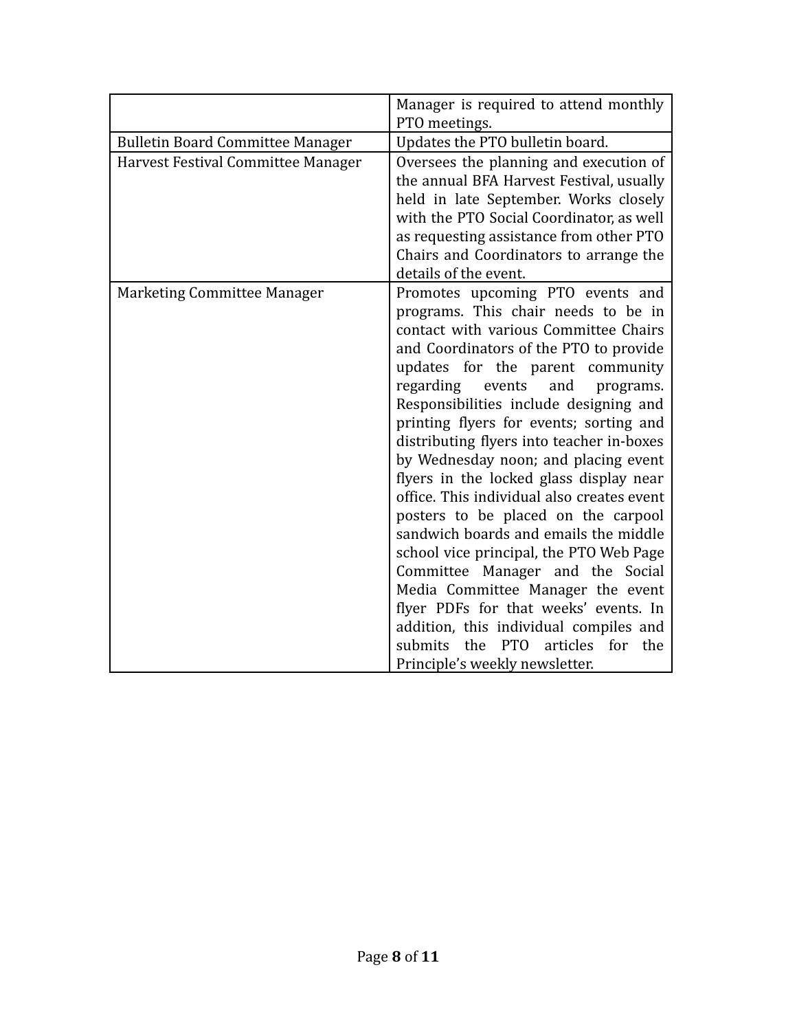| | |
|---|---|
| | Manager is required to attend monthly PTO meetings. |
| Bulletin Board Committee Manager | Updates the PTO bulletin board. |
| Harvest Festival Committee Manager | Oversees the planning and execution of the annual BFA Harvest Festival, usually held in late September. Works closely with the PTO Social Coordinator, as well as requesting assistance from other PTO Chairs and Coordinators to arrange the details of the event. |
| Marketing Committee Manager | Promotes upcoming PTO events and programs. This chair needs to be in contact with various Committee Chairs and Coordinators of the PTO to provide updates for the parent community regarding events and programs. Responsibilities include designing and printing flyers for events; sorting and distributing flyers into teacher in-boxes by Wednesday noon; and placing event flyers in the locked glass display near office. This individual also creates event posters to be placed on the carpool sandwich boards and emails the middle school vice principal, the PTO Web Page Committee Manager and the Social Media Committee Manager the event flyer PDFs for that weeks' events. In addition, this individual compiles and submits the PTO articles for the Principle's weekly newsletter. |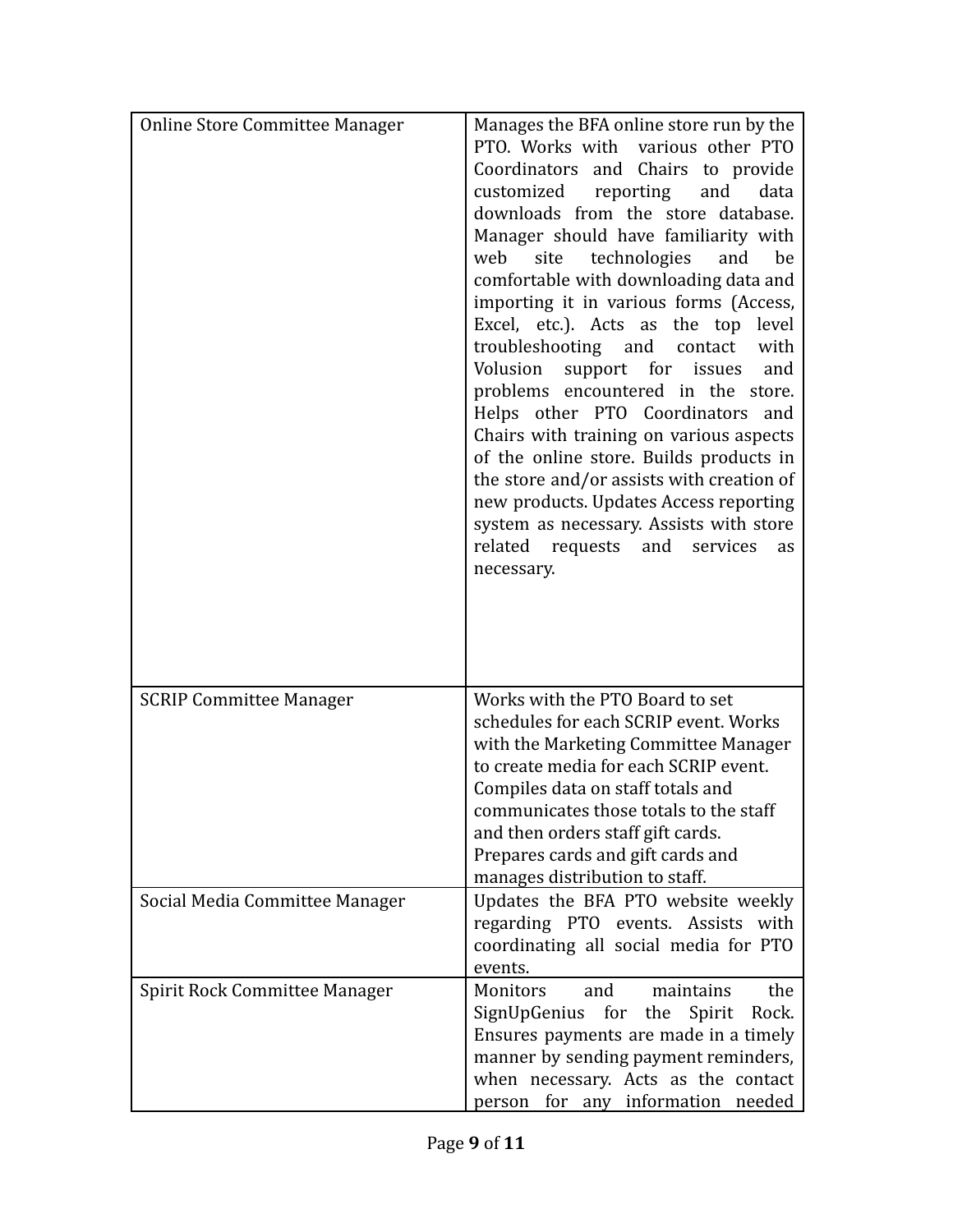| | |
|---|---|
| Online Store Committee Manager | Manages the BFA online store run by the PTO. Works with various other PTO Coordinators and Chairs to provide customized reporting and data downloads from the store database. Manager should have familiarity with web site technologies and be comfortable with downloading data and importing it in various forms (Access, Excel, etc.). Acts as the top level troubleshooting and contact with Volusion support for issues and problems encountered in the store. Helps other PTO Coordinators and Chairs with training on various aspects of the online store. Builds products in the store and/or assists with creation of new products. Updates Access reporting system as necessary. Assists with store related requests and services as necessary. |
| SCRIP Committee Manager | Works with the PTO Board to set schedules for each SCRIP event. Works with the Marketing Committee Manager to create media for each SCRIP event. Compiles data on staff totals and communicates those totals to the staff and then orders staff gift cards. Prepares cards and gift cards and manages distribution to staff. |
| Social Media Committee Manager | Updates the BFA PTO website weekly regarding PTO events. Assists with coordinating all social media for PTO events. |
| Spirit Rock Committee Manager | Monitors and maintains the SignUpGenius for the Spirit Rock. Ensures payments are made in a timely manner by sending payment reminders, when necessary. Acts as the contact person for any information needed |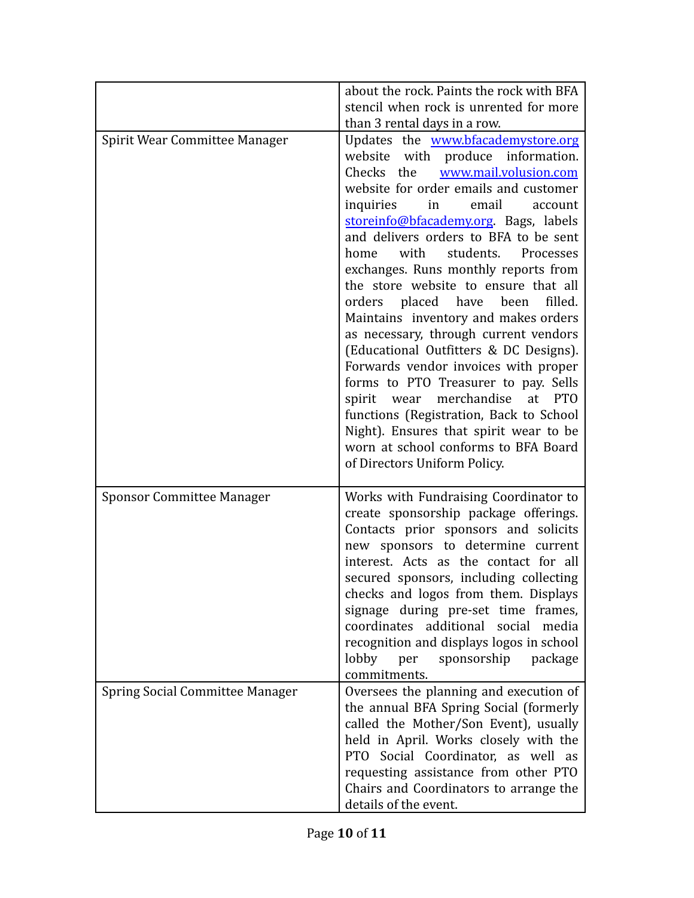| | |
|---|---|
| | about the rock. Paints the rock with BFA stencil when rock is unrented for more than 3 rental days in a row. |
| Spirit Wear Committee Manager | Updates the www.bfacademystore.org website with produce information. Checks the www.mail.volusion.com website for order emails and customer inquiries in email account storeinfo@bfacademy.org. Bags, labels and delivers orders to BFA to be sent home with students. Processes exchanges. Runs monthly reports from the store website to ensure that all orders placed have been filled. Maintains inventory and makes orders as necessary, through current vendors (Educational Outfitters & DC Designs). Forwards vendor invoices with proper forms to PTO Treasurer to pay. Sells spirit wear merchandise at PTO functions (Registration, Back to School Night). Ensures that spirit wear to be worn at school conforms to BFA Board of Directors Uniform Policy. |
| Sponsor Committee Manager | Works with Fundraising Coordinator to create sponsorship package offerings. Contacts prior sponsors and solicits new sponsors to determine current interest. Acts as the contact for all secured sponsors, including collecting checks and logos from them. Displays signage during pre-set time frames, coordinates additional social media recognition and displays logos in school lobby per sponsorship package commitments. |
| Spring Social Committee Manager | Oversees the planning and execution of the annual BFA Spring Social (formerly called the Mother/Son Event), usually held in April. Works closely with the PTO Social Coordinator, as well as requesting assistance from other PTO Chairs and Coordinators to arrange the details of the event. |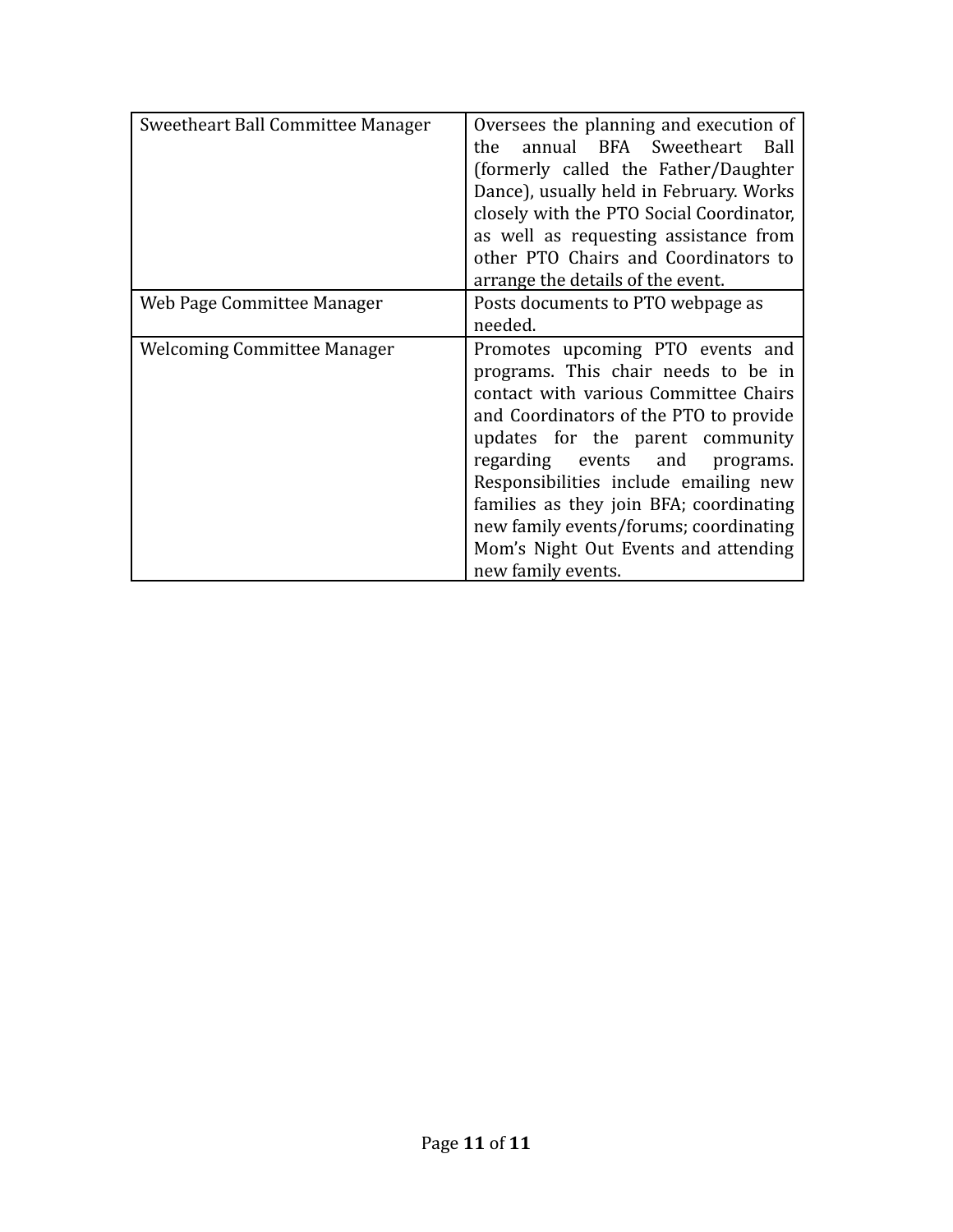| | |
|---|---|
| Sweetheart Ball Committee Manager | Oversees the planning and execution of the annual BFA Sweetheart Ball (formerly called the Father/Daughter Dance), usually held in February. Works closely with the PTO Social Coordinator, as well as requesting assistance from other PTO Chairs and Coordinators to arrange the details of the event. |
| Web Page Committee Manager | Posts documents to PTO webpage as needed. |
| Welcoming Committee Manager | Promotes upcoming PTO events and programs. This chair needs to be in contact with various Committee Chairs and Coordinators of the PTO to provide updates for the parent community regarding events and programs. Responsibilities include emailing new families as they join BFA; coordinating new family events/forums; coordinating Mom's Night Out Events and attending new family events. |